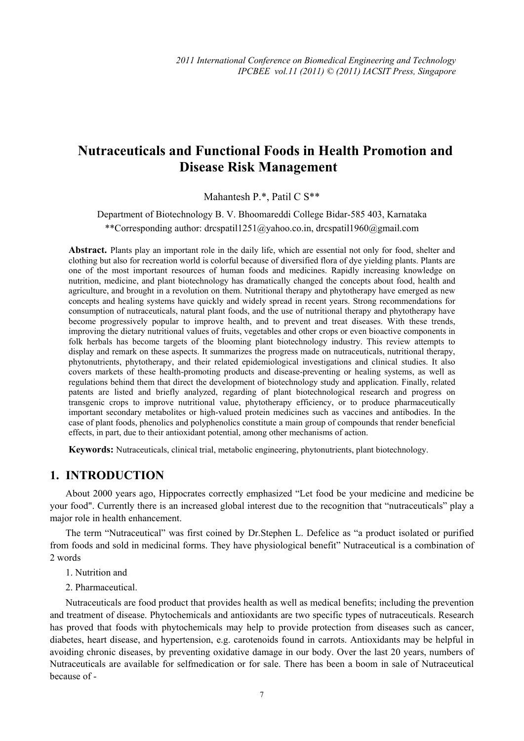# Nutraceuticals and Functional Foods in Health Promotion and Disease Risk Management

Mahantesh P.*, Patil C S**

Department of Biotechnology B. V. Bhoomareddi College Bidar-585 403, Karnataka

**Corresponding author: drcspatil1251@yahoo.co.in, drcspatil1960@gmail.com

**Abstract.** Plants play an important role in the daily life, which are essential not only for food, shelter and clothing but also for recreation world is colorful because of diversified flora of dye yielding plants. Plants are one of the most important resources of human foods and medicines. Rapidly increasing knowledge on nutrition, medicine, and plant biotechnology has dramatically changed the concepts about food, health and agriculture, and brought in a revolution on them. Nutritional therapy and phytotherapy have emerged as new concepts and healing systems have quickly and widely spread in recent years. Strong recommendations for consumption of nutraceuticals, natural plant foods, and the use of nutritional therapy and phytotherapy have become progressively popular to improve health, and to prevent and treat diseases. With these trends, improving the dietary nutritional values of fruits, vegetables and other crops or even bioactive components in folk herbals has become targets of the blooming plant biotechnology industry. This review attempts to display and remark on these aspects. It summarizes the progress made on nutraceuticals, nutritional therapy, phytonutrients, phytotherapy, and their related epidemiological investigations and clinical studies. It also covers markets of these health-promoting products and disease-preventing or healing systems, as well as regulations behind them that direct the development of biotechnology study and application. Finally, related patents are listed and briefly analyzed, regarding of plant biotechnological research and progress on transgenic crops to improve nutritional value, phytotherapy efficiency, or to produce pharmaceutically important secondary metabolites or high-valued protein medicines such as vaccines and antibodies. In the case of plant foods, phenolics and polyphenolics constitute a main group of compounds that render beneficial effects, in part, due to their antioxidant potential, among other mechanisms of action.

**Keywords:** Nutraceuticals, clinical trial, metabolic engineering, phytonutrients, plant biotechnology.

## 1. INTRODUCTION

About 2000 years ago, Hippocrates correctly emphasized "Let food be your medicine and medicine be your food". Currently there is an increased global interest due to the recognition that "nutraceuticals" play a major role in health enhancement.

The term "Nutraceutical" was first coined by Dr.Stephen L. Defelice as "a product isolated or purified from foods and sold in medicinal forms. They have physiological benefit" Nutraceutical is a combination of 2 words

1. Nutrition and
2. Pharmaceutical.

Nutraceuticals are food product that provides health as well as medical benefits; including the prevention and treatment of disease. Phytochemicals and antioxidants are two specific types of nutraceuticals. Research has proved that foods with phytochemicals may help to provide protection from diseases such as cancer, diabetes, heart disease, and hypertension, e.g. carotenoids found in carrots. Antioxidants may be helpful in avoiding chronic diseases, by preventing oxidative damage in our body. Over the last 20 years, numbers of Nutraceuticals are available for selfmedication or for sale. There has been a boom in sale of Nutraceutical because of -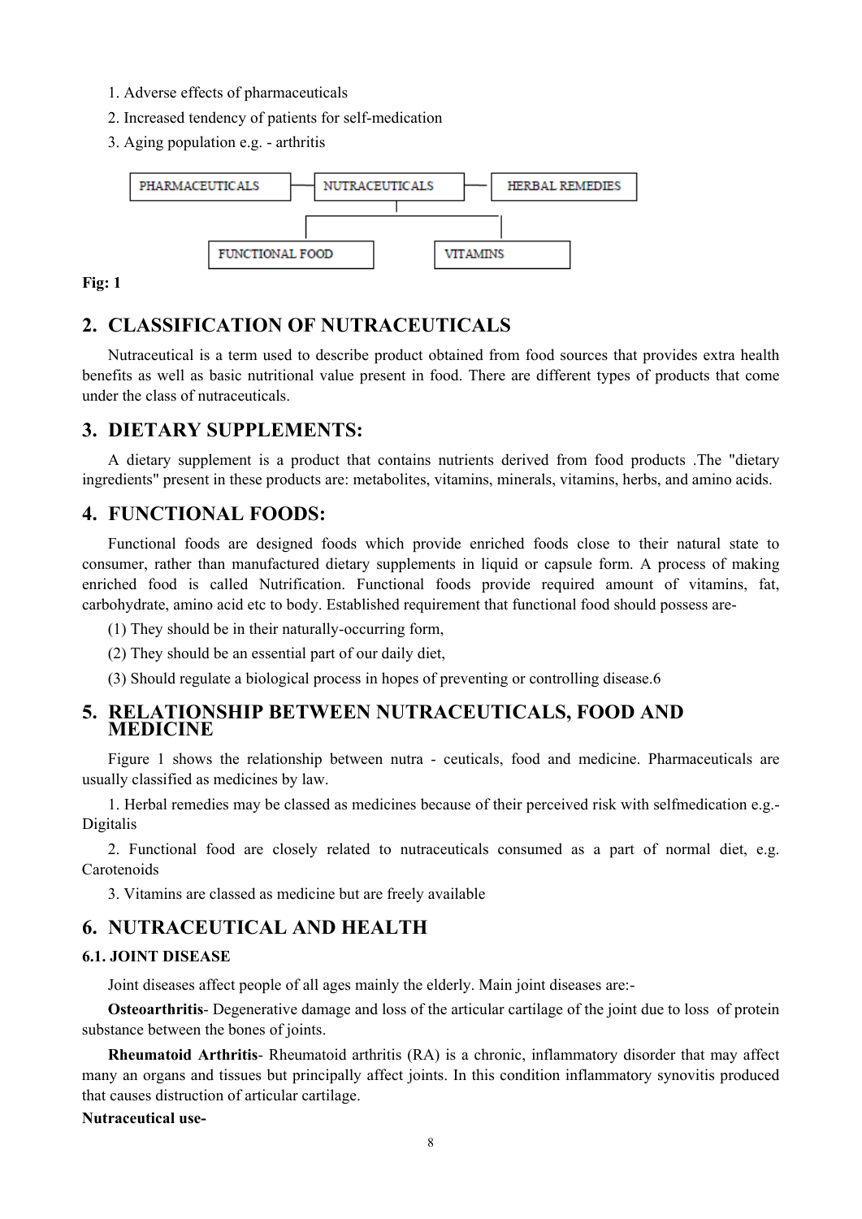1. Adverse effects of pharmaceuticals
2. Increased tendency of patients for self-medication
3. Aging population e.g. - arthritis

PHARMACEUTICALS — NUTRACEUTICALS — HERBAL REMEDIES

FUNCTIONAL FOOD — VITAMINS

**Fig: 1**

## 2. CLASSIFICATION OF NUTRACEUTICALS

Nutraceutical is a term used to describe product obtained from food sources that provides extra health benefits as well as basic nutritional value present in food. There are different types of products that come under the class of nutraceuticals.

## 3. DIETARY SUPPLEMENTS:

A dietary supplement is a product that contains nutrients derived from food products .The "dietary ingredients" present in these products are: metabolites, vitamins, minerals, vitamins, herbs, and amino acids.

## 4. FUNCTIONAL FOODS:

Functional foods are designed foods which provide enriched foods close to their natural state to consumer, rather than manufactured dietary supplements in liquid or capsule form. A process of making enriched food is called Nutrification. Functional foods provide required amount of vitamins, fat, carbohydrate, amino acid etc to body. Established requirement that functional food should possess are-

(1) They should be in their naturally-occurring form,

(2) They should be an essential part of our daily diet,

(3) Should regulate a biological process in hopes of preventing or controlling disease.6

## 5. RELATIONSHIP BETWEEN NUTRACEUTICALS, FOOD AND MEDICINE

Figure 1 shows the relationship between nutra - ceuticals, food and medicine. Pharmaceuticals are usually classified as medicines by law.

1. Herbal remedies may be classed as medicines because of their perceived risk with selfmedication e.g.- Digitalis

2. Functional food are closely related to nutraceuticals consumed as a part of normal diet, e.g. Carotenoids

3. Vitamins are classed as medicine but are freely available

## 6. NUTRACEUTICAL AND HEALTH

### 6.1. JOINT DISEASE

Joint diseases affect people of all ages mainly the elderly. Main joint diseases are:-

**Osteoarthritis**- Degenerative damage and loss of the articular cartilage of the joint due to loss of protein substance between the bones of joints.

**Rheumatoid Arthritis**- Rheumatoid arthritis (RA) is a chronic, inflammatory disorder that may affect many an organs and tissues but principally affect joints. In this condition inflammatory synovitis produced that causes distruction of articular cartilage.

**Nutraceutical use-**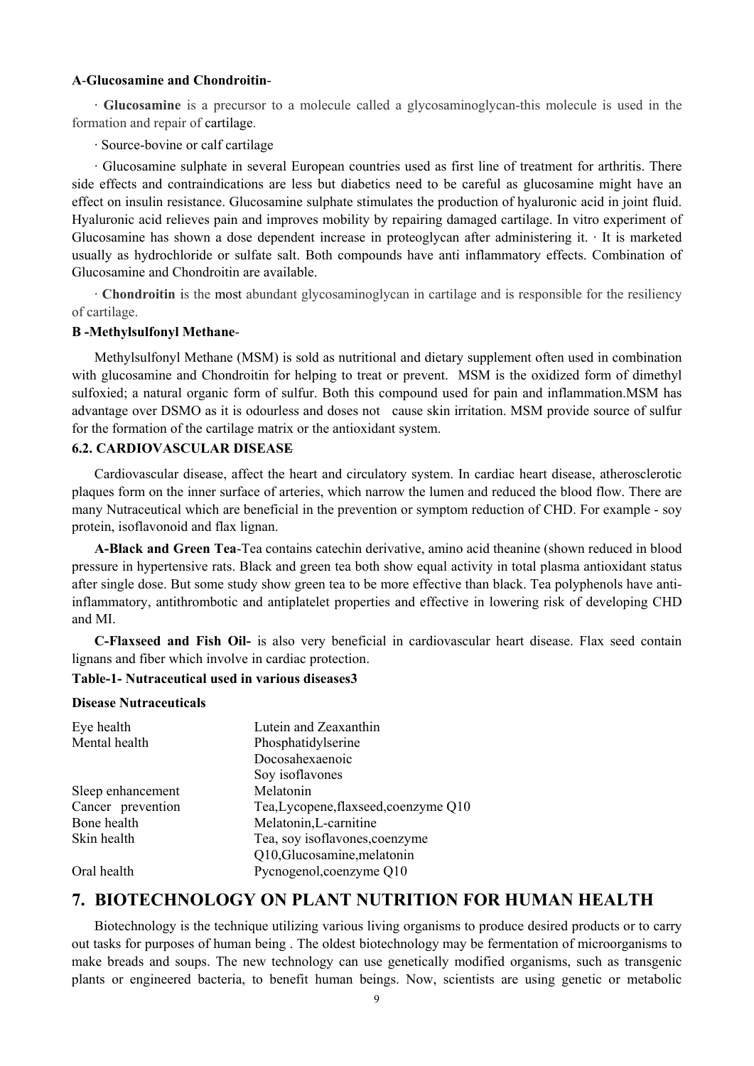**A-Glucosamine and Chondroitin**-

· **Glucosamine** is a precursor to a molecule called a glycosaminoglycan-this molecule is used in the formation and repair of cartilage.

· Source-bovine or calf cartilage

· Glucosamine sulphate in several European countries used as first line of treatment for arthritis. There side effects and contraindications are less but diabetics need to be careful as glucosamine might have an effect on insulin resistance. Glucosamine sulphate stimulates the production of hyaluronic acid in joint fluid. Hyaluronic acid relieves pain and improves mobility by repairing damaged cartilage. In vitro experiment of Glucosamine has shown a dose dependent increase in proteoglycan after administering it. · It is marketed usually as hydrochloride or sulfate salt. Both compounds have anti inflammatory effects. Combination of Glucosamine and Chondroitin are available.

· **Chondroitin** is the most abundant glycosaminoglycan in cartilage and is responsible for the resiliency of cartilage.

**B -Methylsulfonyl Methane**-

Methylsulfonyl Methane (MSM) is sold as nutritional and dietary supplement often used in combination with glucosamine and Chondroitin for helping to treat or prevent. MSM is the oxidized form of dimethyl sulfoxied; a natural organic form of sulfur. Both this compound used for pain and inflammation.MSM has advantage over DSMO as it is odourless and doses not cause skin irritation. MSM provide source of sulfur for the formation of the cartilage matrix or the antioxidant system.

### 6.2. CARDIOVASCULAR DISEASE

Cardiovascular disease, affect the heart and circulatory system. In cardiac heart disease, atherosclerotic plaques form on the inner surface of arteries, which narrow the lumen and reduced the blood flow. There are many Nutraceutical which are beneficial in the prevention or symptom reduction of CHD. For example - soy protein, isoflavonoid and flax lignan.

**A-Black and Green Tea**-Tea contains catechin derivative, amino acid theanine (shown reduced in blood pressure in hypertensive rats. Black and green tea both show equal activity in total plasma antioxidant status after single dose. But some study show green tea to be more effective than black. Tea polyphenols have anti-inflammatory, antithrombotic and antiplatelet properties and effective in lowering risk of developing CHD and MI.

**C-Flaxseed and Fish Oil-** is also very beneficial in cardiovascular heart disease. Flax seed contain lignans and fiber which involve in cardiac protection.

**Table-1- Nutraceutical used in various diseases3**

| Disease | Nutraceuticals |
|---|---|
| Eye health | Lutein and Zeaxanthin |
| Mental health | Phosphatidylserine<br>Docosahexaenoic<br>Soy isoflavones |
| Sleep enhancement | Melatonin |
| Cancer prevention | Tea,Lycopene,flaxseed,coenzyme Q10 |
| Bone health | Melatonin,L-carnitine |
| Skin health | Tea, soy isoflavones,coenzyme Q10,Glucosamine,melatonin |
| Oral health | Pycnogenol,coenzyme Q10 |

## 7. BIOTECHNOLOGY ON PLANT NUTRITION FOR HUMAN HEALTH

Biotechnology is the technique utilizing various living organisms to produce desired products or to carry out tasks for purposes of human being . The oldest biotechnology may be fermentation of microorganisms to make breads and soups. The new technology can use genetically modified organisms, such as transgenic plants or engineered bacteria, to benefit human beings. Now, scientists are using genetic or metabolic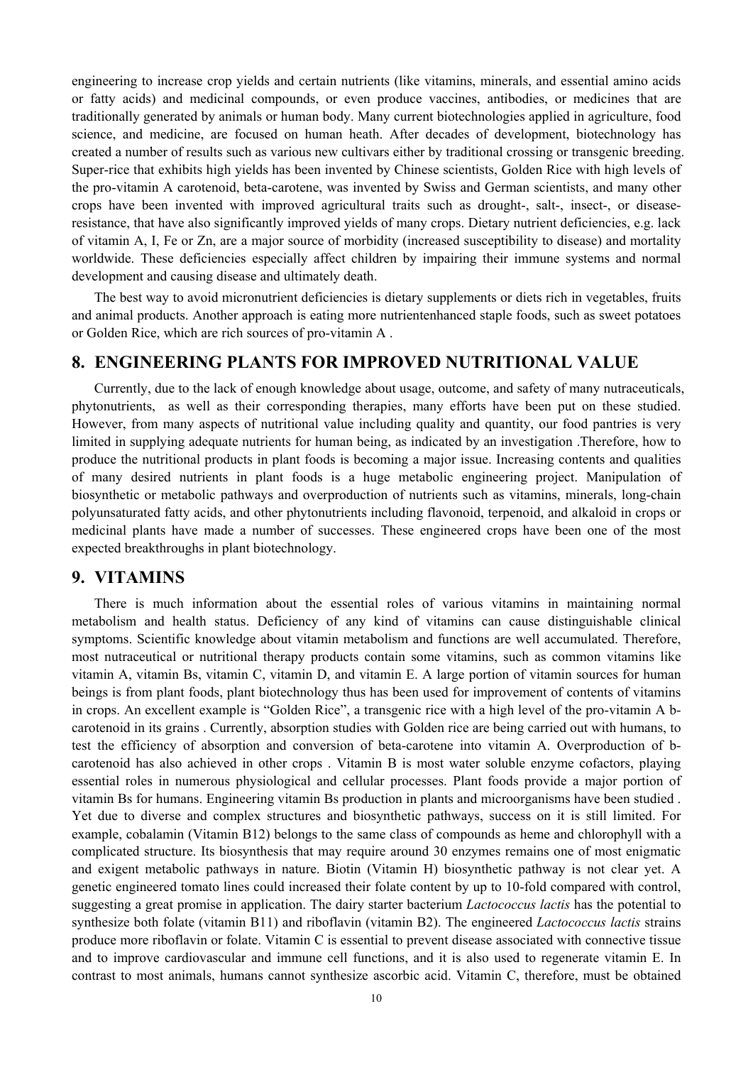engineering to increase crop yields and certain nutrients (like vitamins, minerals, and essential amino acids or fatty acids) and medicinal compounds, or even produce vaccines, antibodies, or medicines that are traditionally generated by animals or human body. Many current biotechnologies applied in agriculture, food science, and medicine, are focused on human heath. After decades of development, biotechnology has created a number of results such as various new cultivars either by traditional crossing or transgenic breeding. Super-rice that exhibits high yields has been invented by Chinese scientists, Golden Rice with high levels of the pro-vitamin A carotenoid, beta-carotene, was invented by Swiss and German scientists, and many other crops have been invented with improved agricultural traits such as drought-, salt-, insect-, or disease-resistance, that have also significantly improved yields of many crops. Dietary nutrient deficiencies, e.g. lack of vitamin A, I, Fe or Zn, are a major source of morbidity (increased susceptibility to disease) and mortality worldwide. These deficiencies especially affect children by impairing their immune systems and normal development and causing disease and ultimately death.

The best way to avoid micronutrient deficiencies is dietary supplements or diets rich in vegetables, fruits and animal products. Another approach is eating more nutrientenhanced staple foods, such as sweet potatoes or Golden Rice, which are rich sources of pro-vitamin A .

## 8. ENGINEERING PLANTS FOR IMPROVED NUTRITIONAL VALUE

Currently, due to the lack of enough knowledge about usage, outcome, and safety of many nutraceuticals, phytonutrients, as well as their corresponding therapies, many efforts have been put on these studied. However, from many aspects of nutritional value including quality and quantity, our food pantries is very limited in supplying adequate nutrients for human being, as indicated by an investigation .Therefore, how to produce the nutritional products in plant foods is becoming a major issue. Increasing contents and qualities of many desired nutrients in plant foods is a huge metabolic engineering project. Manipulation of biosynthetic or metabolic pathways and overproduction of nutrients such as vitamins, minerals, long-chain polyunsaturated fatty acids, and other phytonutrients including flavonoid, terpenoid, and alkaloid in crops or medicinal plants have made a number of successes. These engineered crops have been one of the most expected breakthroughs in plant biotechnology.

## 9. VITAMINS

There is much information about the essential roles of various vitamins in maintaining normal metabolism and health status. Deficiency of any kind of vitamins can cause distinguishable clinical symptoms. Scientific knowledge about vitamin metabolism and functions are well accumulated. Therefore, most nutraceutical or nutritional therapy products contain some vitamins, such as common vitamins like vitamin A, vitamin Bs, vitamin C, vitamin D, and vitamin E. A large portion of vitamin sources for human beings is from plant foods, plant biotechnology thus has been used for improvement of contents of vitamins in crops. An excellent example is "Golden Rice", a transgenic rice with a high level of the pro-vitamin A b-carotenoid in its grains . Currently, absorption studies with Golden rice are being carried out with humans, to test the efficiency of absorption and conversion of beta-carotene into vitamin A. Overproduction of b-carotenoid has also achieved in other crops . Vitamin B is most water soluble enzyme cofactors, playing essential roles in numerous physiological and cellular processes. Plant foods provide a major portion of vitamin Bs for humans. Engineering vitamin Bs production in plants and microorganisms have been studied . Yet due to diverse and complex structures and biosynthetic pathways, success on it is still limited. For example, cobalamin (Vitamin B12) belongs to the same class of compounds as heme and chlorophyll with a complicated structure. Its biosynthesis that may require around 30 enzymes remains one of most enigmatic and exigent metabolic pathways in nature. Biotin (Vitamin H) biosynthetic pathway is not clear yet. A genetic engineered tomato lines could increased their folate content by up to 10-fold compared with control, suggesting a great promise in application. The dairy starter bacterium *Lactococcus lactis* has the potential to synthesize both folate (vitamin B11) and riboflavin (vitamin B2). The engineered *Lactococcus lactis* strains produce more riboflavin or folate. Vitamin C is essential to prevent disease associated with connective tissue and to improve cardiovascular and immune cell functions, and it is also used to regenerate vitamin E. In contrast to most animals, humans cannot synthesize ascorbic acid. Vitamin C, therefore, must be obtained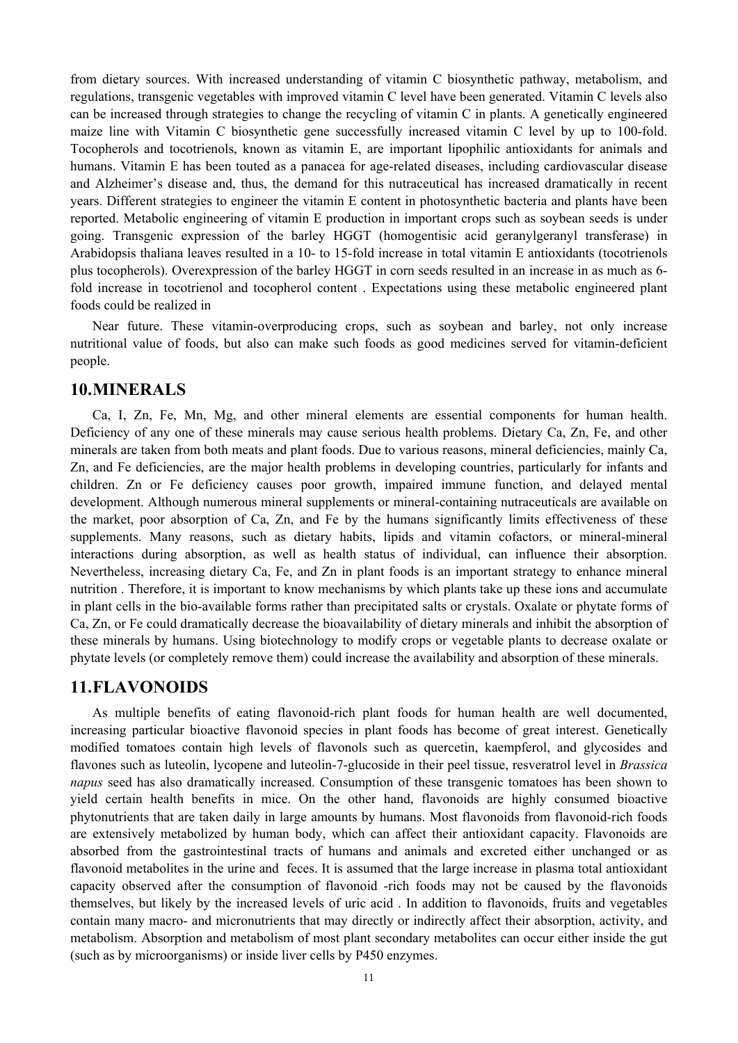from dietary sources. With increased understanding of vitamin C biosynthetic pathway, metabolism, and regulations, transgenic vegetables with improved vitamin C level have been generated. Vitamin C levels also can be increased through strategies to change the recycling of vitamin C in plants. A genetically engineered maize line with Vitamin C biosynthetic gene successfully increased vitamin C level by up to 100-fold. Tocopherols and tocotrienols, known as vitamin E, are important lipophilic antioxidants for animals and humans. Vitamin E has been touted as a panacea for age-related diseases, including cardiovascular disease and Alzheimer's disease and, thus, the demand for this nutraceutical has increased dramatically in recent years. Different strategies to engineer the vitamin E content in photosynthetic bacteria and plants have been reported. Metabolic engineering of vitamin E production in important crops such as soybean seeds is under going. Transgenic expression of the barley HGGT (homogentisic acid geranylgeranyl transferase) in Arabidopsis thaliana leaves resulted in a 10- to 15-fold increase in total vitamin E antioxidants (tocotrienols plus tocopherols). Overexpression of the barley HGGT in corn seeds resulted in an increase in as much as 6-fold increase in tocotrienol and tocopherol content . Expectations using these metabolic engineered plant foods could be realized in

Near future. These vitamin-overproducing crops, such as soybean and barley, not only increase nutritional value of foods, but also can make such foods as good medicines served for vitamin-deficient people.

## 10.MINERALS

Ca, I, Zn, Fe, Mn, Mg, and other mineral elements are essential components for human health. Deficiency of any one of these minerals may cause serious health problems. Dietary Ca, Zn, Fe, and other minerals are taken from both meats and plant foods. Due to various reasons, mineral deficiencies, mainly Ca, Zn, and Fe deficiencies, are the major health problems in developing countries, particularly for infants and children. Zn or Fe deficiency causes poor growth, impaired immune function, and delayed mental development. Although numerous mineral supplements or mineral-containing nutraceuticals are available on the market, poor absorption of Ca, Zn, and Fe by the humans significantly limits effectiveness of these supplements. Many reasons, such as dietary habits, lipids and vitamin cofactors, or mineral-mineral interactions during absorption, as well as health status of individual, can influence their absorption. Nevertheless, increasing dietary Ca, Fe, and Zn in plant foods is an important strategy to enhance mineral nutrition . Therefore, it is important to know mechanisms by which plants take up these ions and accumulate in plant cells in the bio-available forms rather than precipitated salts or crystals. Oxalate or phytate forms of Ca, Zn, or Fe could dramatically decrease the bioavailability of dietary minerals and inhibit the absorption of these minerals by humans. Using biotechnology to modify crops or vegetable plants to decrease oxalate or phytate levels (or completely remove them) could increase the availability and absorption of these minerals.

## 11.FLAVONOIDS

As multiple benefits of eating flavonoid-rich plant foods for human health are well documented, increasing particular bioactive flavonoid species in plant foods has become of great interest. Genetically modified tomatoes contain high levels of flavonols such as quercetin, kaempferol, and glycosides and flavones such as luteolin, lycopene and luteolin-7-glucoside in their peel tissue, resveratrol level in *Brassica napus* seed has also dramatically increased. Consumption of these transgenic tomatoes has been shown to yield certain health benefits in mice. On the other hand, flavonoids are highly consumed bioactive phytonutrients that are taken daily in large amounts by humans. Most flavonoids from flavonoid-rich foods are extensively metabolized by human body, which can affect their antioxidant capacity. Flavonoids are absorbed from the gastrointestinal tracts of humans and animals and excreted either unchanged or as flavonoid metabolites in the urine and feces. It is assumed that the large increase in plasma total antioxidant capacity observed after the consumption of flavonoid -rich foods may not be caused by the flavonoids themselves, but likely by the increased levels of uric acid . In addition to flavonoids, fruits and vegetables contain many macro- and micronutrients that may directly or indirectly affect their absorption, activity, and metabolism. Absorption and metabolism of most plant secondary metabolites can occur either inside the gut (such as by microorganisms) or inside liver cells by P450 enzymes.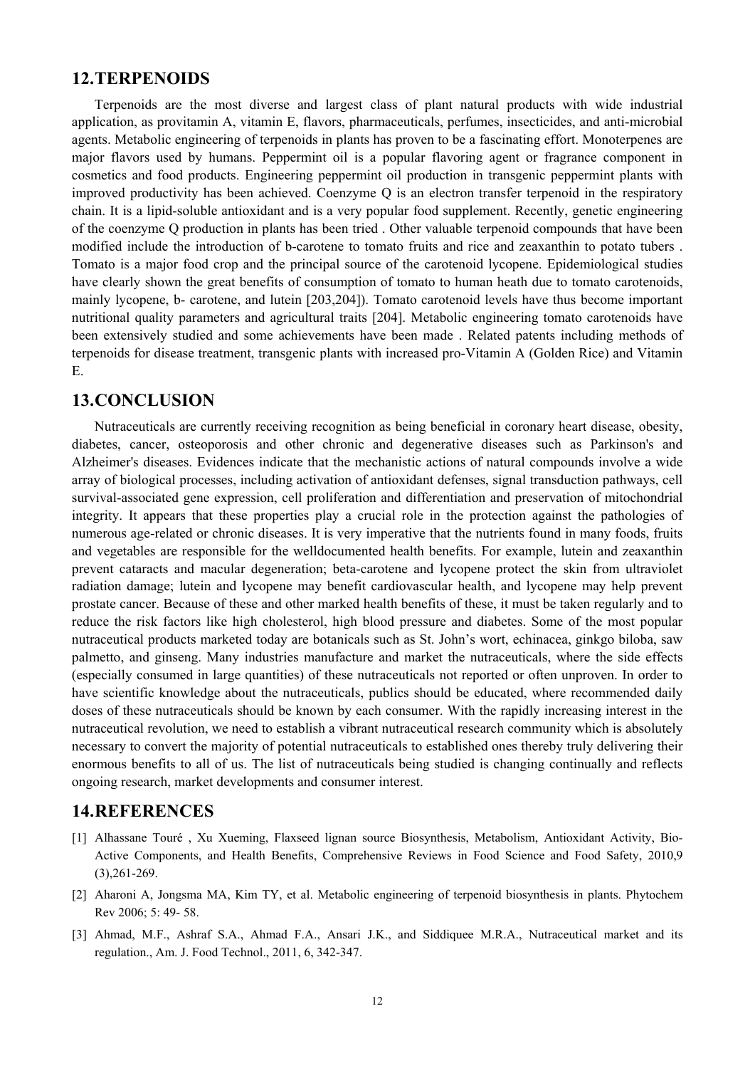## 12.TERPENOIDS

Terpenoids are the most diverse and largest class of plant natural products with wide industrial application, as provitamin A, vitamin E, flavors, pharmaceuticals, perfumes, insecticides, and anti-microbial agents. Metabolic engineering of terpenoids in plants has proven to be a fascinating effort. Monoterpenes are major flavors used by humans. Peppermint oil is a popular flavoring agent or fragrance component in cosmetics and food products. Engineering peppermint oil production in transgenic peppermint plants with improved productivity has been achieved. Coenzyme Q is an electron transfer terpenoid in the respiratory chain. It is a lipid-soluble antioxidant and is a very popular food supplement. Recently, genetic engineering of the coenzyme Q production in plants has been tried . Other valuable terpenoid compounds that have been modified include the introduction of b-carotene to tomato fruits and rice and zeaxanthin to potato tubers . Tomato is a major food crop and the principal source of the carotenoid lycopene. Epidemiological studies have clearly shown the great benefits of consumption of tomato to human heath due to tomato carotenoids, mainly lycopene, b- carotene, and lutein [203,204]). Tomato carotenoid levels have thus become important nutritional quality parameters and agricultural traits [204]. Metabolic engineering tomato carotenoids have been extensively studied and some achievements have been made . Related patents including methods of terpenoids for disease treatment, transgenic plants with increased pro-Vitamin A (Golden Rice) and Vitamin E.

## 13.CONCLUSION

Nutraceuticals are currently receiving recognition as being beneficial in coronary heart disease, obesity, diabetes, cancer, osteoporosis and other chronic and degenerative diseases such as Parkinson's and Alzheimer's diseases. Evidences indicate that the mechanistic actions of natural compounds involve a wide array of biological processes, including activation of antioxidant defenses, signal transduction pathways, cell survival-associated gene expression, cell proliferation and differentiation and preservation of mitochondrial integrity. It appears that these properties play a crucial role in the protection against the pathologies of numerous age-related or chronic diseases. It is very imperative that the nutrients found in many foods, fruits and vegetables are responsible for the welldocumented health benefits. For example, lutein and zeaxanthin prevent cataracts and macular degeneration; beta-carotene and lycopene protect the skin from ultraviolet radiation damage; lutein and lycopene may benefit cardiovascular health, and lycopene may help prevent prostate cancer. Because of these and other marked health benefits of these, it must be taken regularly and to reduce the risk factors like high cholesterol, high blood pressure and diabetes. Some of the most popular nutraceutical products marketed today are botanicals such as St. John's wort, echinacea, ginkgo biloba, saw palmetto, and ginseng. Many industries manufacture and market the nutraceuticals, where the side effects (especially consumed in large quantities) of these nutraceuticals not reported or often unproven. In order to have scientific knowledge about the nutraceuticals, publics should be educated, where recommended daily doses of these nutraceuticals should be known by each consumer. With the rapidly increasing interest in the nutraceutical revolution, we need to establish a vibrant nutraceutical research community which is absolutely necessary to convert the majority of potential nutraceuticals to established ones thereby truly delivering their enormous benefits to all of us. The list of nutraceuticals being studied is changing continually and reflects ongoing research, market developments and consumer interest.

## 14.REFERENCES

[1] Alhassane Touré , Xu Xueming, Flaxseed lignan source Biosynthesis, Metabolism, Antioxidant Activity, Bio-Active Components, and Health Benefits, Comprehensive Reviews in Food Science and Food Safety, 2010,9 (3),261-269.

[2] Aharoni A, Jongsma MA, Kim TY, et al. Metabolic engineering of terpenoid biosynthesis in plants. Phytochem Rev 2006; 5: 49- 58.

[3] Ahmad, M.F., Ashraf S.A., Ahmad F.A., Ansari J.K., and Siddiquee M.R.A., Nutraceutical market and its regulation., Am. J. Food Technol., 2011, 6, 342-347.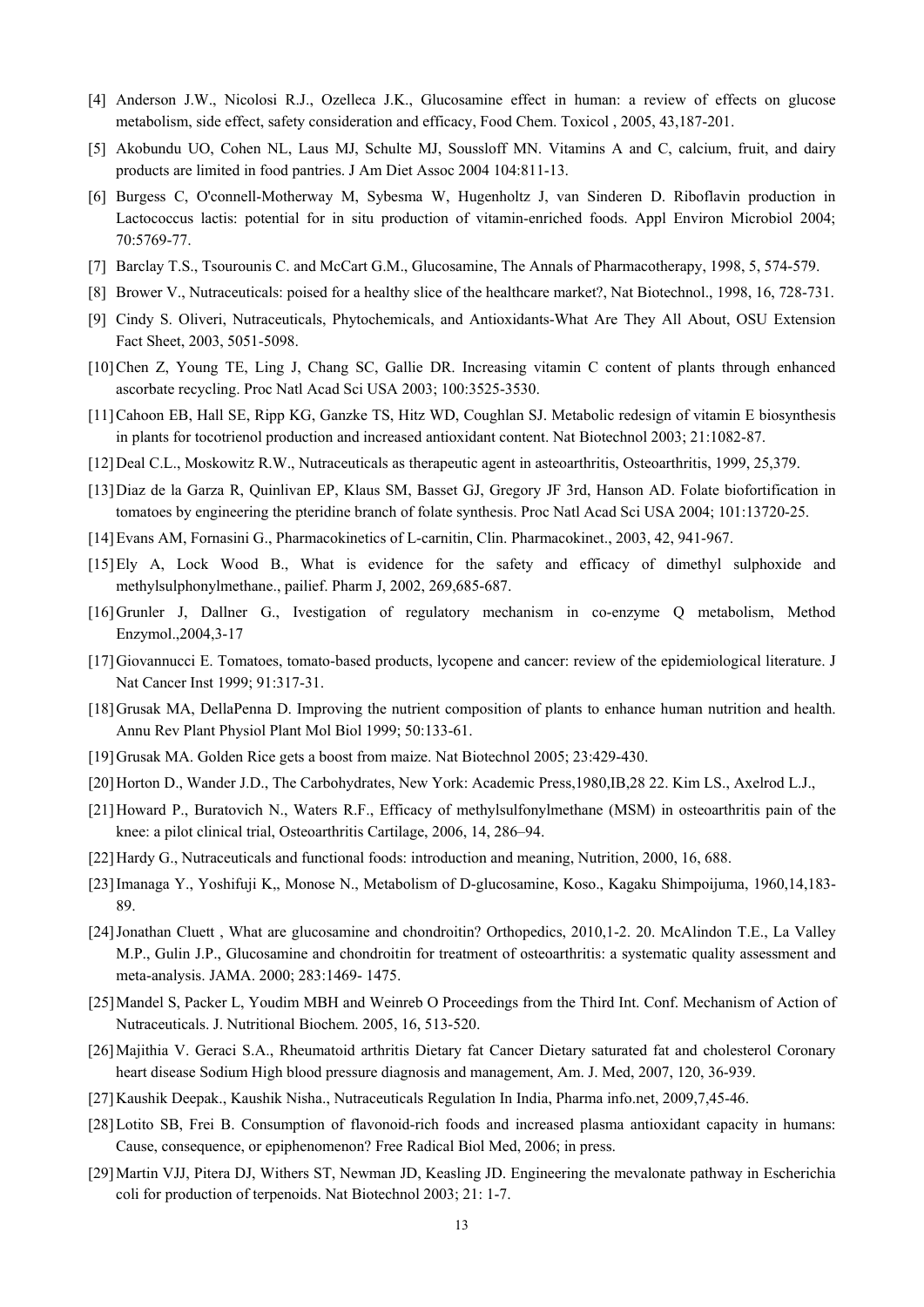[4] Anderson J.W., Nicolosi R.J., Ozelleca J.K., Glucosamine effect in human: a review of effects on glucose metabolism, side effect, safety consideration and efficacy, Food Chem. Toxicol , 2005, 43,187-201.

[5] Akobundu UO, Cohen NL, Laus MJ, Schulte MJ, Soussloff MN. Vitamins A and C, calcium, fruit, and dairy products are limited in food pantries. J Am Diet Assoc 2004 104:811-13.

[6] Burgess C, O'connell-Motherway M, Sybesma W, Hugenholtz J, van Sinderen D. Riboflavin production in Lactococcus lactis: potential for in situ production of vitamin-enriched foods. Appl Environ Microbiol 2004; 70:5769-77.

[7] Barclay T.S., Tsourounis C. and McCart G.M., Glucosamine, The Annals of Pharmacotherapy, 1998, 5, 574-579.

[8] Brower V., Nutraceuticals: poised for a healthy slice of the healthcare market?, Nat Biotechnol., 1998, 16, 728-731.

[9] Cindy S. Oliveri, Nutraceuticals, Phytochemicals, and Antioxidants-What Are They All About, OSU Extension Fact Sheet, 2003, 5051-5098.

[10] Chen Z, Young TE, Ling J, Chang SC, Gallie DR. Increasing vitamin C content of plants through enhanced ascorbate recycling. Proc Natl Acad Sci USA 2003; 100:3525-3530.

[11] Cahoon EB, Hall SE, Ripp KG, Ganzke TS, Hitz WD, Coughlan SJ. Metabolic redesign of vitamin E biosynthesis in plants for tocotrienol production and increased antioxidant content. Nat Biotechnol 2003; 21:1082-87.

[12] Deal C.L., Moskowitz R.W., Nutraceuticals as therapeutic agent in asteoarthritis, Osteoarthritis, 1999, 25,379.

[13] Diaz de la Garza R, Quinlivan EP, Klaus SM, Basset GJ, Gregory JF 3rd, Hanson AD. Folate biofortification in tomatoes by engineering the pteridine branch of folate synthesis. Proc Natl Acad Sci USA 2004; 101:13720-25.

[14] Evans AM, Fornasini G., Pharmacokinetics of L-carnitin, Clin. Pharmacokinet., 2003, 42, 941-967.

[15] Ely A, Lock Wood B., What is evidence for the safety and efficacy of dimethyl sulphoxide and methylsulphonylmethane., pailief. Pharm J, 2002, 269,685-687.

[16] Grunler J, Dallner G., Ivestigation of regulatory mechanism in co-enzyme Q metabolism, Method Enzymol.,2004,3-17

[17] Giovannucci E. Tomatoes, tomato-based products, lycopene and cancer: review of the epidemiological literature. J Nat Cancer Inst 1999; 91:317-31.

[18] Grusak MA, DellaPenna D. Improving the nutrient composition of plants to enhance human nutrition and health. Annu Rev Plant Physiol Plant Mol Biol 1999; 50:133-61.

[19] Grusak MA. Golden Rice gets a boost from maize. Nat Biotechnol 2005; 23:429-430.

[20] Horton D., Wander J.D., The Carbohydrates, New York: Academic Press,1980,IB,28 22. Kim LS., Axelrod L.J.,

[21] Howard P., Buratovich N., Waters R.F., Efficacy of methylsulfonylmethane (MSM) in osteoarthritis pain of the knee: a pilot clinical trial, Osteoarthritis Cartilage, 2006, 14, 286–94.

[22] Hardy G., Nutraceuticals and functional foods: introduction and meaning, Nutrition, 2000, 16, 688.

[23] Imanaga Y., Yoshifuji K,, Monose N., Metabolism of D-glucosamine, Koso., Kagaku Shimpoijuma, 1960,14,183-89.

[24] Jonathan Cluett , What are glucosamine and chondroitin? Orthopedics, 2010,1-2. 20. McAlindon T.E., La Valley M.P., Gulin J.P., Glucosamine and chondroitin for treatment of osteoarthritis: a systematic quality assessment and meta-analysis. JAMA. 2000; 283:1469- 1475.

[25] Mandel S, Packer L, Youdim MBH and Weinreb O Proceedings from the Third Int. Conf. Mechanism of Action of Nutraceuticals. J. Nutritional Biochem. 2005, 16, 513-520.

[26] Majithia V. Geraci S.A., Rheumatoid arthritis Dietary fat Cancer Dietary saturated fat and cholesterol Coronary heart disease Sodium High blood pressure diagnosis and management, Am. J. Med, 2007, 120, 36-939.

[27] Kaushik Deepak., Kaushik Nisha., Nutraceuticals Regulation In India, Pharma info.net, 2009,7,45-46.

[28] Lotito SB, Frei B. Consumption of flavonoid-rich foods and increased plasma antioxidant capacity in humans: Cause, consequence, or epiphenomenon? Free Radical Biol Med, 2006; in press.

[29] Martin VJJ, Pitera DJ, Withers ST, Newman JD, Keasling JD. Engineering the mevalonate pathway in Escherichia coli for production of terpenoids. Nat Biotechnol 2003; 21: 1-7.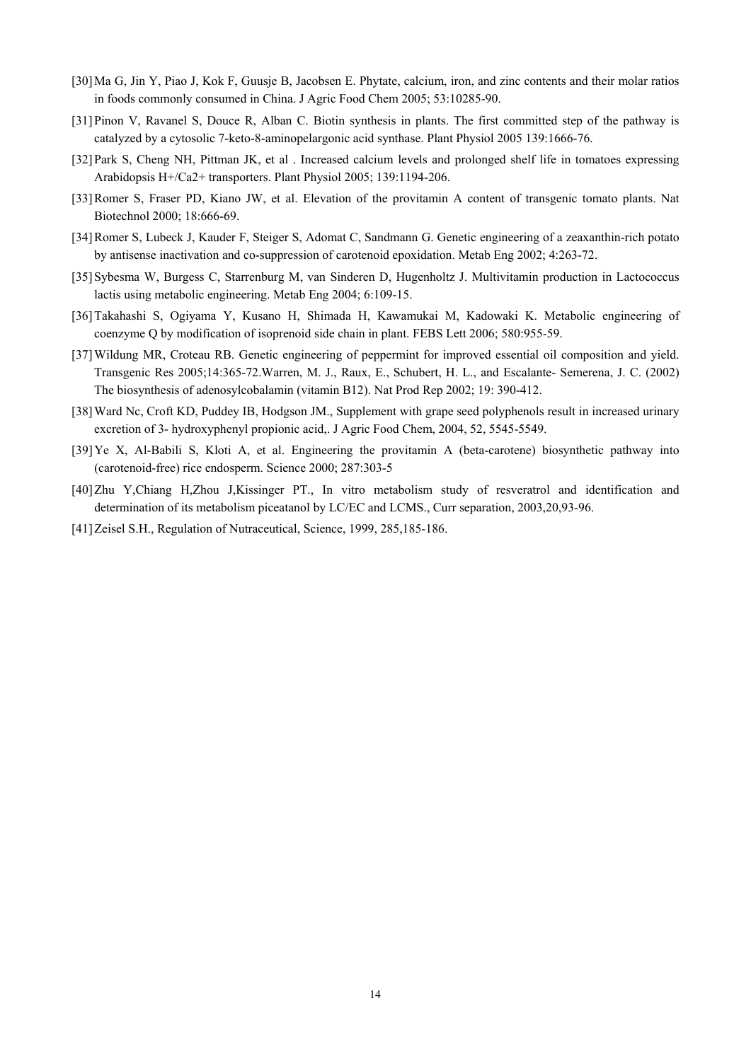[30] Ma G, Jin Y, Piao J, Kok F, Guusje B, Jacobsen E. Phytate, calcium, iron, and zinc contents and their molar ratios in foods commonly consumed in China. J Agric Food Chem 2005; 53:10285-90.

[31] Pinon V, Ravanel S, Douce R, Alban C. Biotin synthesis in plants. The first committed step of the pathway is catalyzed by a cytosolic 7-keto-8-aminopelargonic acid synthase. Plant Physiol 2005 139:1666-76.

[32] Park S, Cheng NH, Pittman JK, et al . Increased calcium levels and prolonged shelf life in tomatoes expressing Arabidopsis H+/Ca2+ transporters. Plant Physiol 2005; 139:1194-206.

[33] Romer S, Fraser PD, Kiano JW, et al. Elevation of the provitamin A content of transgenic tomato plants. Nat Biotechnol 2000; 18:666-69.

[34] Romer S, Lubeck J, Kauder F, Steiger S, Adomat C, Sandmann G. Genetic engineering of a zeaxanthin-rich potato by antisense inactivation and co-suppression of carotenoid epoxidation. Metab Eng 2002; 4:263-72.

[35] Sybesma W, Burgess C, Starrenburg M, van Sinderen D, Hugenholtz J. Multivitamin production in Lactococcus lactis using metabolic engineering. Metab Eng 2004; 6:109-15.

[36] Takahashi S, Ogiyama Y, Kusano H, Shimada H, Kawamukai M, Kadowaki K. Metabolic engineering of coenzyme Q by modification of isoprenoid side chain in plant. FEBS Lett 2006; 580:955-59.

[37] Wildung MR, Croteau RB. Genetic engineering of peppermint for improved essential oil composition and yield. Transgenic Res 2005;14:365-72.Warren, M. J., Raux, E., Schubert, H. L., and Escalante- Semerena, J. C. (2002) The biosynthesis of adenosylcobalamin (vitamin B12). Nat Prod Rep 2002; 19: 390-412.

[38] Ward Nc, Croft KD, Puddey IB, Hodgson JM., Supplement with grape seed polyphenols result in increased urinary excretion of 3- hydroxyphenyl propionic acid,. J Agric Food Chem, 2004, 52, 5545-5549.

[39] Ye X, Al-Babili S, Kloti A, et al. Engineering the provitamin A (beta-carotene) biosynthetic pathway into (carotenoid-free) rice endosperm. Science 2000; 287:303-5

[40] Zhu Y,Chiang H,Zhou J,Kissinger PT., In vitro metabolism study of resveratrol and identification and determination of its metabolism piceatanol by LC/EC and LCMS., Curr separation, 2003,20,93-96.

[41] Zeisel S.H., Regulation of Nutraceutical, Science, 1999, 285,185-186.